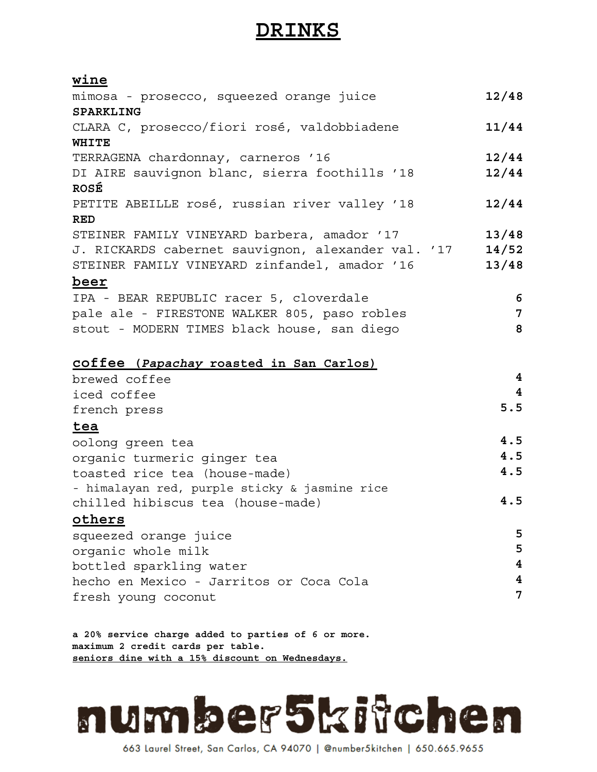# DRINKS

## wine

| | |
|---|---|
| mimosa - prosecco, squeezed orange juice | **12/48** |
| **SPARKLING** | |
| CLARA C, prosecco/fiori rosé, valdobbiadene | **11/44** |
| **WHITE** | |
| TERRAGENA chardonnay, carneros '16 | **12/44** |
| DI AIRE sauvignon blanc, sierra foothills '18 | **12/44** |
| **ROSÉ** | |
| PETITE ABEILLE rosé, russian river valley '18 | **12/44** |
| **RED** | |
| STEINER FAMILY VINEYARD barbera, amador '17 | **13/48** |
| J. RICKARDS cabernet sauvignon, alexander val. '17 | **14/52** |
| STEINER FAMILY VINEYARD zinfandel, amador '16 | **13/48** |

## beer

| | |
|---|---|
| IPA - BEAR REPUBLIC racer 5, cloverdale | **6** |
| pale ale - FIRESTONE WALKER 805, paso robles | **7** |
| stout - MODERN TIMES black house, san diego | **8** |

## coffee (*Papachay* roasted in San Carlos)

| | |
|---|---|
| brewed coffee | **4** |
| iced coffee | **4** |
| french press | **5.5** |

## tea

| | |
|---|---|
| oolong green tea | **4.5** |
| organic turmeric ginger tea | **4.5** |
| toasted rice tea (house-made)<br>- himalayan red, purple sticky & jasmine rice | **4.5** |
| chilled hibiscus tea (house-made) | **4.5** |

## others

| | |
|---|---|
| squeezed orange juice | **5** |
| organic whole milk | **5** |
| bottled sparkling water | **4** |
| hecho en Mexico - Jarritos or Coca Cola | **4** |
| fresh young coconut | **7** |

**a 20% service charge added to parties of 6 or more.**
**maximum 2 credit cards per table.**
**seniors dine with a 15% discount on Wednesdays.**

**number5kitchen**

663 Laurel Street, San Carlos, CA 94070 | @number5kitchen | 650.665.9655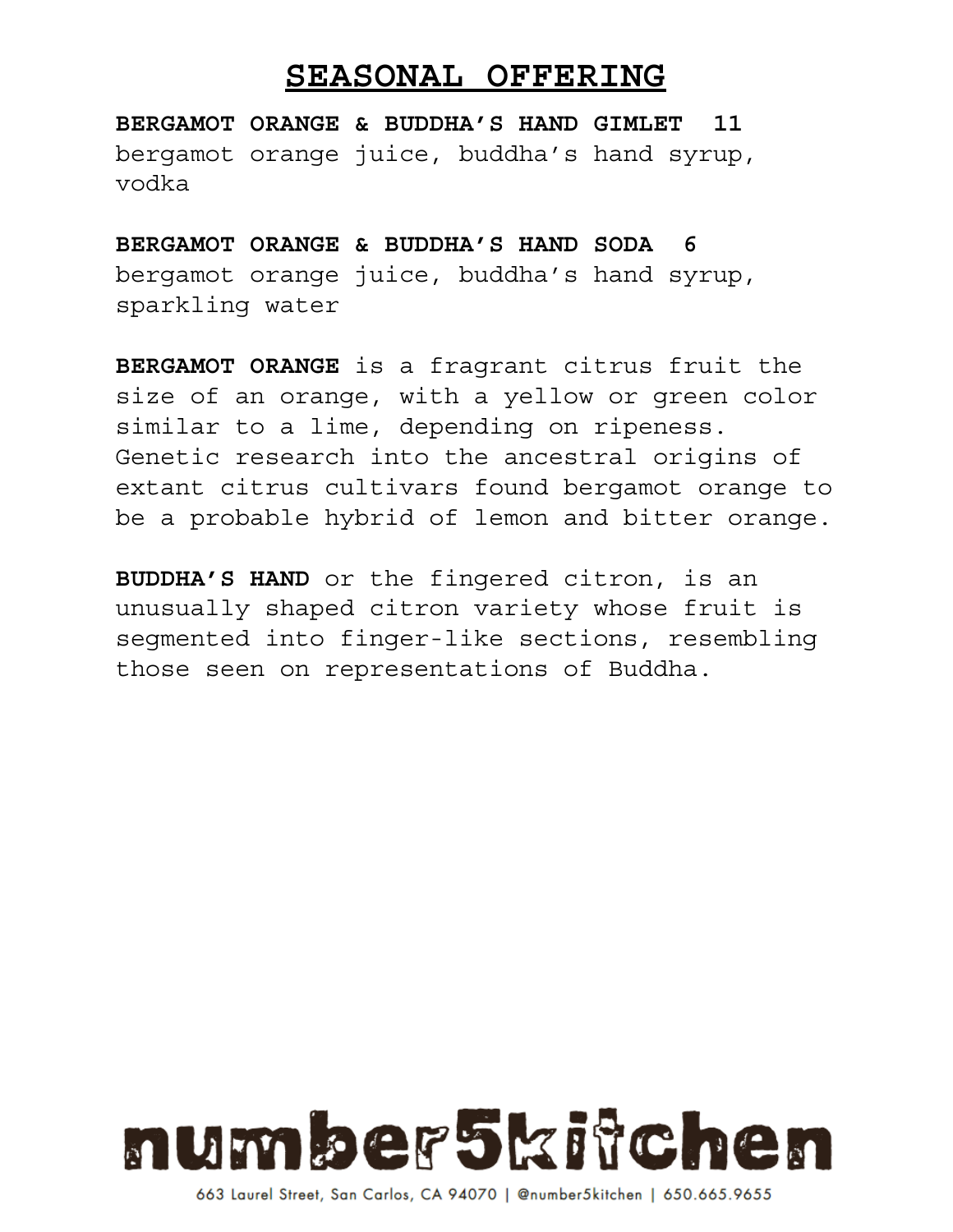## SEASONAL OFFERING

**BERGAMOT ORANGE & BUDDHA'S HAND GIMLET 11**
bergamot orange juice, buddha's hand syrup, vodka

**BERGAMOT ORANGE & BUDDHA'S HAND SODA 6**
bergamot orange juice, buddha's hand syrup, sparkling water

**BERGAMOT ORANGE** is a fragrant citrus fruit the size of an orange, with a yellow or green color similar to a lime, depending on ripeness. Genetic research into the ancestral origins of extant citrus cultivars found bergamot orange to be a probable hybrid of lemon and bitter orange.

**BUDDHA'S HAND** or the fingered citron, is an unusually shaped citron variety whose fruit is segmented into finger-like sections, resembling those seen on representations of Buddha.

number5kitchen

663 Laurel Street, San Carlos, CA 94070 | @number5kitchen | 650.665.9655